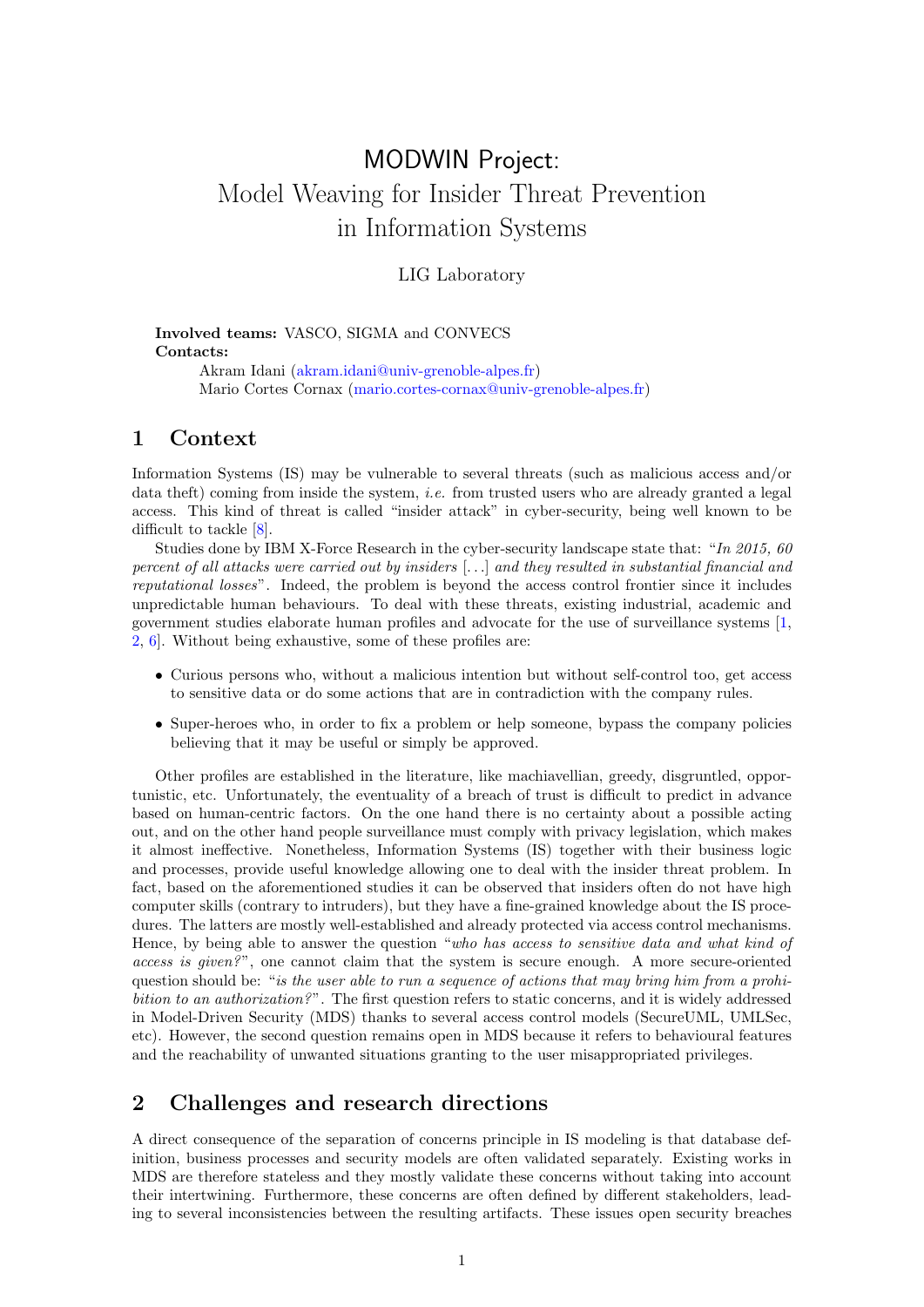# MODWIN Project: Model Weaving for Insider Threat Prevention in Information Systems

LIG Laboratory

**Involved teams:** VASCO, SIGMA and CONVECS
**Contacts:**
Akram Idani (akram.idani@univ-grenoble-alpes.fr)
Mario Cortes Cornax (mario.cortes-cornax@univ-grenoble-alpes.fr)

## 1 Context

Information Systems (IS) may be vulnerable to several threats (such as malicious access and/or data theft) coming from inside the system, *i.e.* from trusted users who are already granted a legal access. This kind of threat is called "insider attack" in cyber-security, being well known to be difficult to tackle [8].

Studies done by IBM X-Force Research in the cyber-security landscape state that: "*In 2015, 60 percent of all attacks were carried out by insiders* [...] *and they resulted in substantial financial and reputational losses*". Indeed, the problem is beyond the access control frontier since it includes unpredictable human behaviours. To deal with these threats, existing industrial, academic and government studies elaborate human profiles and advocate for the use of surveillance systems [1, 2, 6]. Without being exhaustive, some of these profiles are:

- Curious persons who, without a malicious intention but without self-control too, get access to sensitive data or do some actions that are in contradiction with the company rules.
- Super-heroes who, in order to fix a problem or help someone, bypass the company policies believing that it may be useful or simply be approved.

Other profiles are established in the literature, like machiavellian, greedy, disgruntled, opportunistic, etc. Unfortunately, the eventuality of a breach of trust is difficult to predict in advance based on human-centric factors. On the one hand there is no certainty about a possible acting out, and on the other hand people surveillance must comply with privacy legislation, which makes it almost ineffective. Nonetheless, Information Systems (IS) together with their business logic and processes, provide useful knowledge allowing one to deal with the insider threat problem. In fact, based on the aforementioned studies it can be observed that insiders often do not have high computer skills (contrary to intruders), but they have a fine-grained knowledge about the IS procedures. The latters are mostly well-established and already protected via access control mechanisms. Hence, by being able to answer the question "*who has access to sensitive data and what kind of access is given?*", one cannot claim that the system is secure enough. A more secure-oriented question should be: "*is the user able to run a sequence of actions that may bring him from a prohibition to an authorization?*". The first question refers to static concerns, and it is widely addressed in Model-Driven Security (MDS) thanks to several access control models (SecureUML, UMLSec, etc). However, the second question remains open in MDS because it refers to behavioural features and the reachability of unwanted situations granting to the user misappropriated privileges.

## 2 Challenges and research directions

A direct consequence of the separation of concerns principle in IS modeling is that database definition, business processes and security models are often validated separately. Existing works in MDS are therefore stateless and they mostly validate these concerns without taking into account their intertwining. Furthermore, these concerns are often defined by different stakeholders, leading to several inconsistencies between the resulting artifacts. These issues open security breaches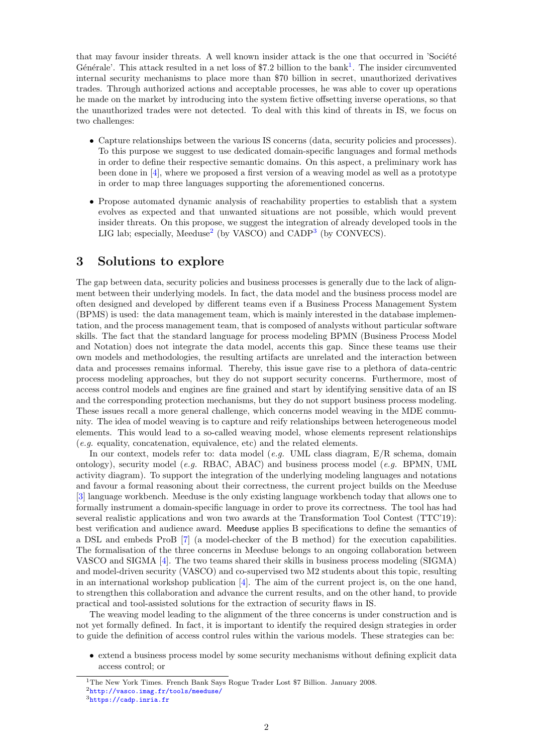that may favour insider threats. A well known insider attack is the one that occurred in 'Société Générale'. This attack resulted in a net loss of $7.2 billion to the bank[1]. The insider circumvented internal security mechanisms to place more than $70 billion in secret, unauthorized derivatives trades. Through authorized actions and acceptable processes, he was able to cover up operations he made on the market by introducing into the system fictive offsetting inverse operations, so that the unauthorized trades were not detected. To deal with this kind of threats in IS, we focus on two challenges:

- Capture relationships between the various IS concerns (data, security policies and processes). To this purpose we suggest to use dedicated domain-specific languages and formal methods in order to define their respective semantic domains. On this aspect, a preliminary work has been done in [4], where we proposed a first version of a weaving model as well as a prototype in order to map three languages supporting the aforementioned concerns.
- Propose automated dynamic analysis of reachability properties to establish that a system evolves as expected and that unwanted situations are not possible, which would prevent insider threats. On this propose, we suggest the integration of already developed tools in the LIG lab; especially, Meeduse[2] (by VASCO) and CADP[3] (by CONVECS).

## 3 Solutions to explore

The gap between data, security policies and business processes is generally due to the lack of alignment between their underlying models. In fact, the data model and the business process model are often designed and developed by different teams even if a Business Process Management System (BPMS) is used: the data management team, which is mainly interested in the database implementation, and the process management team, that is composed of analysts without particular software skills. The fact that the standard language for process modeling BPMN (Business Process Model and Notation) does not integrate the data model, accents this gap. Since these teams use their own models and methodologies, the resulting artifacts are unrelated and the interaction between data and processes remains informal. Thereby, this issue gave rise to a plethora of data-centric process modeling approaches, but they do not support security concerns. Furthermore, most of access control models and engines are fine grained and start by identifying sensitive data of an IS and the corresponding protection mechanisms, but they do not support business process modeling. These issues recall a more general challenge, which concerns model weaving in the MDE community. The idea of model weaving is to capture and reify relationships between heterogeneous model elements. This would lead to a so-called weaving model, whose elements represent relationships (*e.g.* equality, concatenation, equivalence, etc) and the related elements.

In our context, models refer to: data model (*e.g.* UML class diagram, E/R schema, domain ontology), security model (*e.g.* RBAC, ABAC) and business process model (*e.g.* BPMN, UML activity diagram). To support the integration of the underlying modeling languages and notations and favour a formal reasoning about their correctness, the current project builds on the Meeduse [3] language workbench. Meeduse is the only existing language workbench today that allows one to formally instrument a domain-specific language in order to prove its correctness. The tool has had several realistic applications and won two awards at the Transformation Tool Contest (TTC'19): best verification and audience award. Meeduse applies B specifications to define the semantics of a DSL and embeds ProB [7] (a model-checker of the B method) for the execution capabilities. The formalisation of the three concerns in Meeduse belongs to an ongoing collaboration between VASCO and SIGMA [4]. The two teams shared their skills in business process modeling (SIGMA) and model-driven security (VASCO) and co-supervised two M2 students about this topic, resulting in an international workshop publication [4]. The aim of the current project is, on the one hand, to strengthen this collaboration and advance the current results, and on the other hand, to provide practical and tool-assisted solutions for the extraction of security flaws in IS.

The weaving model leading to the alignment of the three concerns is under construction and is not yet formally defined. In fact, it is important to identify the required design strategies in order to guide the definition of access control rules within the various models. These strategies can be:

- extend a business process model by some security mechanisms without defining explicit data access control; or

[1] The New York Times. French Bank Says Rogue Trader Lost $7 Billion. January 2008.
[2] http://vasco.imag.fr/tools/meeduse/
[3] https://cadp.inria.fr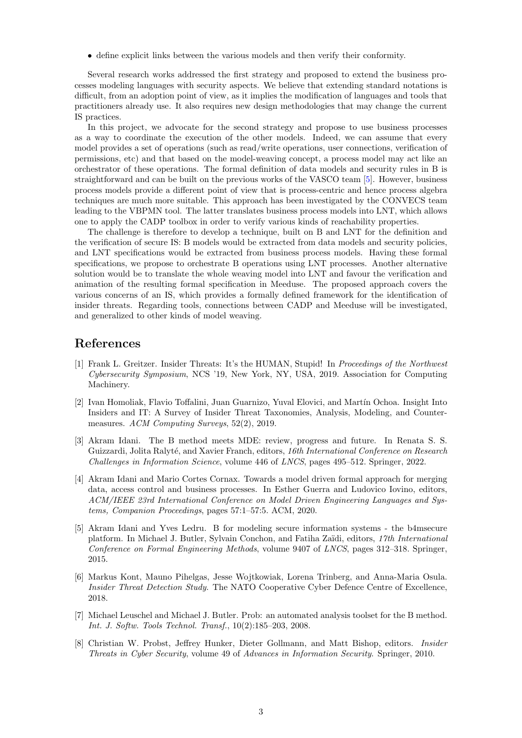- define explicit links between the various models and then verify their conformity.

Several research works addressed the first strategy and proposed to extend the business processes modeling languages with security aspects. We believe that extending standard notations is difficult, from an adoption point of view, as it implies the modification of languages and tools that practitioners already use. It also requires new design methodologies that may change the current IS practices.

In this project, we advocate for the second strategy and propose to use business processes as a way to coordinate the execution of the other models. Indeed, we can assume that every model provides a set of operations (such as read/write operations, user connections, verification of permissions, etc) and that based on the model-weaving concept, a process model may act like an orchestrator of these operations. The formal definition of data models and security rules in B is straightforward and can be built on the previous works of the VASCO team [5]. However, business process models provide a different point of view that is process-centric and hence process algebra techniques are much more suitable. This approach has been investigated by the CONVECS team leading to the VBPMN tool. The latter translates business process models into LNT, which allows one to apply the CADP toolbox in order to verify various kinds of reachability properties.

The challenge is therefore to develop a technique, built on B and LNT for the definition and the verification of secure IS: B models would be extracted from data models and security policies, and LNT specifications would be extracted from business process models. Having these formal specifications, we propose to orchestrate B operations using LNT processes. Another alternative solution would be to translate the whole weaving model into LNT and favour the verification and animation of the resulting formal specification in Meeduse. The proposed approach covers the various concerns of an IS, which provides a formally defined framework for the identification of insider threats. Regarding tools, connections between CADP and Meeduse will be investigated, and generalized to other kinds of model weaving.

# References

[1] Frank L. Greitzer. Insider Threats: It's the HUMAN, Stupid! In *Proceedings of the Northwest Cybersecurity Symposium*, NCS '19, New York, NY, USA, 2019. Association for Computing Machinery.

[2] Ivan Homoliak, Flavio Toffalini, Juan Guarnizo, Yuval Elovici, and Martín Ochoa. Insight Into Insiders and IT: A Survey of Insider Threat Taxonomies, Analysis, Modeling, and Countermeasures. *ACM Computing Surveys*, 52(2), 2019.

[3] Akram Idani. The B method meets MDE: review, progress and future. In Renata S. S. Guizzardi, Jolita Ralyté, and Xavier Franch, editors, *16th International Conference on Research Challenges in Information Science*, volume 446 of *LNCS*, pages 495–512. Springer, 2022.

[4] Akram Idani and Mario Cortes Cornax. Towards a model driven formal approach for merging data, access control and business processes. In Esther Guerra and Ludovico Iovino, editors, *ACM/IEEE 23rd International Conference on Model Driven Engineering Languages and Systems, Companion Proceedings*, pages 57:1–57:5. ACM, 2020.

[5] Akram Idani and Yves Ledru. B for modeling secure information systems - the b4msecure platform. In Michael J. Butler, Sylvain Conchon, and Fatiha Zaïdi, editors, *17th International Conference on Formal Engineering Methods*, volume 9407 of *LNCS*, pages 312–318. Springer, 2015.

[6] Markus Kont, Mauno Pihelgas, Jesse Wojtkowiak, Lorena Trinberg, and Anna-Maria Osula. *Insider Threat Detection Study*. The NATO Cooperative Cyber Defence Centre of Excellence, 2018.

[7] Michael Leuschel and Michael J. Butler. Prob: an automated analysis toolset for the B method. *Int. J. Softw. Tools Technol. Transf.*, 10(2):185–203, 2008.

[8] Christian W. Probst, Jeffrey Hunker, Dieter Gollmann, and Matt Bishop, editors. *Insider Threats in Cyber Security*, volume 49 of *Advances in Information Security*. Springer, 2010.